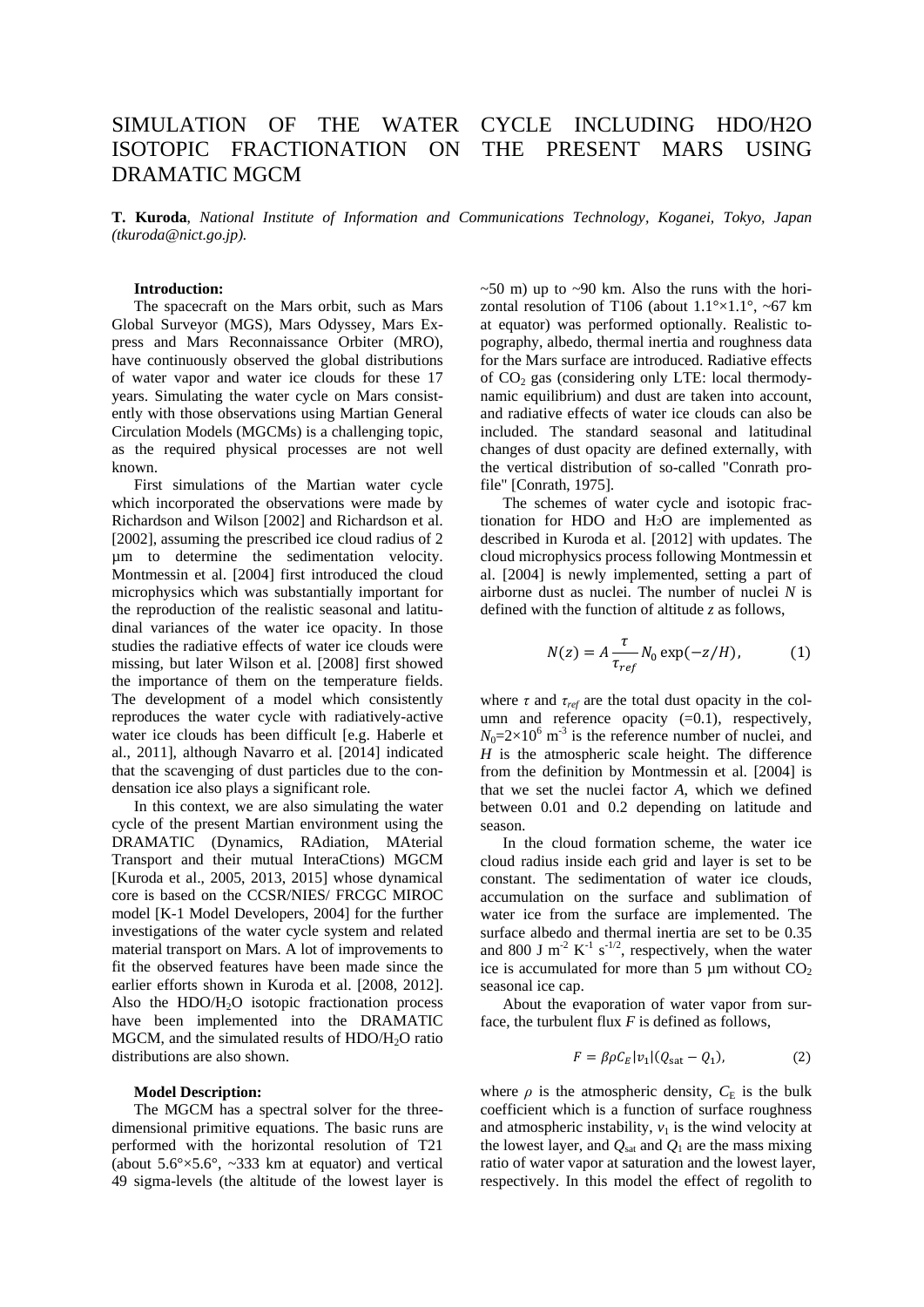# SIMULATION OF THE WATER CYCLE INCLUDING HDO/H2O ISOTOPIC FRACTIONATION ON THE PRESENT MARS USING DRAMATIC MGCM

**T. Kuroda**, *National Institute of Information and Communications Technology, Koganei, Tokyo, Japan (tkuroda@nict.go.jp).*

**Introduction:**

The spacecraft on the Mars orbit, such as Mars Global Surveyor (MGS), Mars Odyssey, Mars Express and Mars Reconnaissance Orbiter (MRO), have continuously observed the global distributions of water vapor and water ice clouds for these 17 years. Simulating the water cycle on Mars consistently with those observations using Martian General Circulation Models (MGCMs) is a challenging topic, as the required physical processes are not well known.

First simulations of the Martian water cycle which incorporated the observations were made by Richardson and Wilson [2002] and Richardson et al. [2002], assuming the prescribed ice cloud radius of 2 μm to determine the sedimentation velocity. Montmessin et al. [2004] first introduced the cloud microphysics which was substantially important for the reproduction of the realistic seasonal and latitudinal variances of the water ice opacity. In those studies the radiative effects of water ice clouds were missing, but later Wilson et al. [2008] first showed the importance of them on the temperature fields. The development of a model which consistently reproduces the water cycle with radiatively-active water ice clouds has been difficult [e.g. Haberle et al., 2011], although Navarro et al. [2014] indicated that the scavenging of dust particles due to the condensation ice also plays a significant role.

In this context, we are also simulating the water cycle of the present Martian environment using the DRAMATIC (Dynamics, RAdiation, MAterial Transport and their mutual InteraCtions) MGCM [Kuroda et al., 2005, 2013, 2015] whose dynamical core is based on the CCSR/NIES/ FRCGC MIROC model [K-1 Model Developers, 2004] for the further investigations of the water cycle system and related material transport on Mars. A lot of improvements to fit the observed features have been made since the earlier efforts shown in Kuroda et al. [2008, 2012]. Also the HDO/$H_2O$ isotopic fractionation process have been implemented into the DRAMATIC MGCM, and the simulated results of HDO/$H_2O$ ratio distributions are also shown.

**Model Description:**

The MGCM has a spectral solver for the three-dimensional primitive equations. The basic runs are performed with the horizontal resolution of T21 (about 5.6°×5.6°, ~333 km at equator) and vertical 49 sigma-levels (the altitude of the lowest layer is ~50 m) up to ~90 km. Also the runs with the horizontal resolution of T106 (about 1.1°×1.1°, ~67 km at equator) was performed optionally. Realistic topography, albedo, thermal inertia and roughness data for the Mars surface are introduced. Radiative effects of $CO_2$ gas (considering only LTE: local thermodynamic equilibrium) and dust are taken into account, and radiative effects of water ice clouds can also be included. The standard seasonal and latitudinal changes of dust opacity are defined externally, with the vertical distribution of so-called "Conrath profile" [Conrath, 1975].

The schemes of water cycle and isotopic fractionation for HDO and $H_2O$ are implemented as described in Kuroda et al. [2012] with updates. The cloud microphysics process following Montmessin et al. [2004] is newly implemented, setting a part of airborne dust as nuclei. The number of nuclei $N$ is defined with the function of altitude $z$ as follows,

$$N(z) = A\frac{\tau}{\tau_{ref}}N_0 \exp(-z/H), \qquad (1)$$

where $\tau$ and $\tau_{ref}$ are the total dust opacity in the column and reference opacity (=0.1), respectively, $N_0$=2×10$^6$ m$^{-3}$ is the reference number of nuclei, and $H$ is the atmospheric scale height. The difference from the definition by Montmessin et al. [2004] is that we set the nuclei factor $A$, which we defined between 0.01 and 0.2 depending on latitude and season.

In the cloud formation scheme, the water ice cloud radius inside each grid and layer is set to be constant. The sedimentation of water ice clouds, accumulation on the surface and sublimation of water ice from the surface are implemented. The surface albedo and thermal inertia are set to be 0.35 and 800 J m$^{-2}$ K$^{-1}$ s$^{-1/2}$, respectively, when the water ice is accumulated for more than 5 μm without $CO_2$ seasonal ice cap.

About the evaporation of water vapor from surface, the turbulent flux $F$ is defined as follows,

$$F = \beta\rho C_E |v_1|(Q_{\mathrm{sat}} - Q_1), \qquad (2)$$

where $\rho$ is the atmospheric density, $C_E$ is the bulk coefficient which is a function of surface roughness and atmospheric instability, $v_1$ is the wind velocity at the lowest layer, and $Q_{\mathrm{sat}}$ and $Q_1$ are the mass mixing ratio of water vapor at saturation and the lowest layer, respectively. In this model the effect of regolith to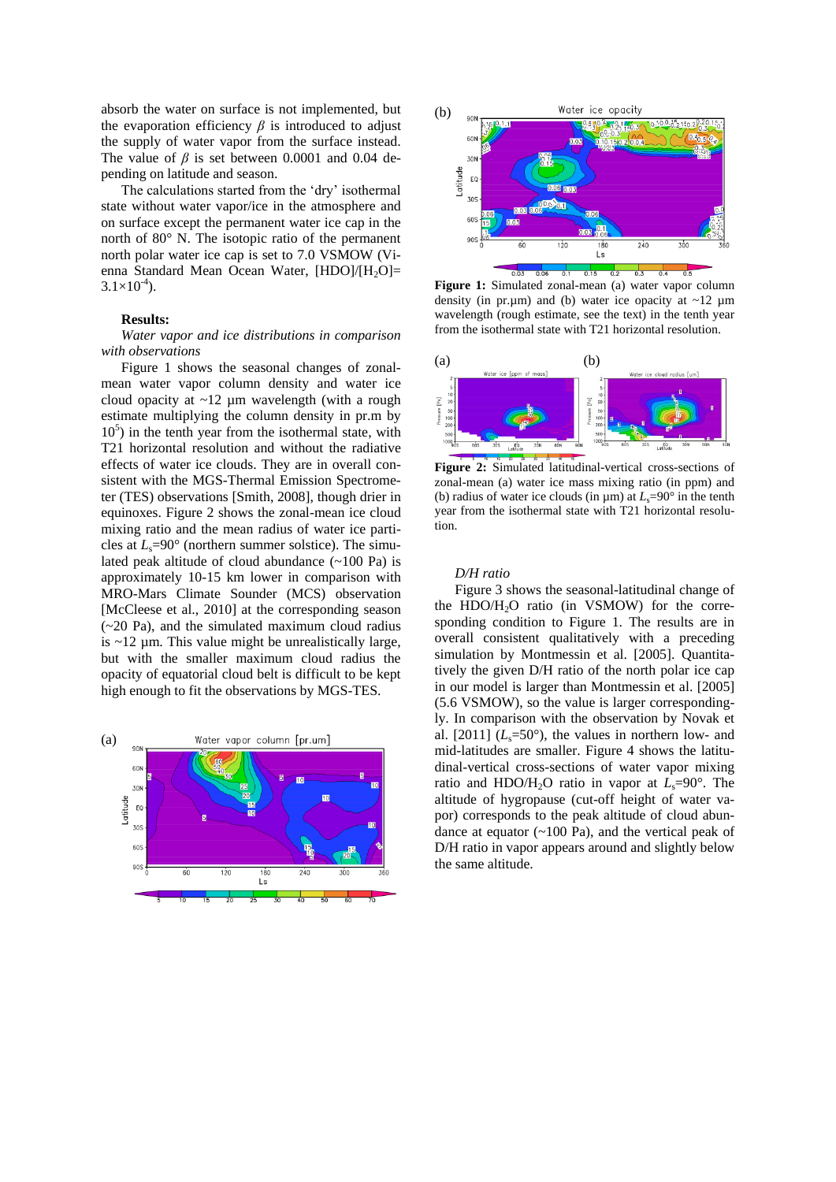absorb the water on surface is not implemented, but the evaporation efficiency $\beta$ is introduced to adjust the supply of water vapor from the surface instead. The value of $\beta$ is set between 0.0001 and 0.04 depending on latitude and season.

The calculations started from the 'dry' isothermal state without water vapor/ice in the atmosphere and on surface except the permanent water ice cap in the north of 80° N. The isotopic ratio of the permanent north polar water ice cap is set to 7.0 VSMOW (Vienna Standard Mean Ocean Water, $[HDO]/[H_2O] = 3.1\times10^{-4}$).

**Results:**

*Water vapor and ice distributions in comparison with observations*

Figure 1 shows the seasonal changes of zonal-mean water vapor column density and water ice cloud opacity at ~12 µm wavelength (with a rough estimate multiplying the column density in pr.m by $10^5$) in the tenth year from the isothermal state, with T21 horizontal resolution and without the radiative effects of water ice clouds. They are in overall consistent with the MGS-Thermal Emission Spectrometer (TES) observations [Smith, 2008], though drier in equinoxes. Figure 2 shows the zonal-mean ice cloud mixing ratio and the mean radius of water ice particles at $L_s$=90° (northern summer solstice). The simulated peak altitude of cloud abundance (~100 Pa) is approximately 10-15 km lower in comparison with MRO-Mars Climate Sounder (MCS) observation [McCleese et al., 2010] at the corresponding season (~20 Pa), and the simulated maximum cloud radius is ~12 µm. This value might be unrealistically large, but with the smaller maximum cloud radius the opacity of equatorial cloud belt is difficult to be kept high enough to fit the observations by MGS-TES.

**Figure 1:** Simulated zonal-mean (a) water vapor column density (in pr.µm) and (b) water ice opacity at ~12 µm wavelength (rough estimate, see the text) in the tenth year from the isothermal state with T21 horizontal resolution.

**Figure 2:** Simulated latitudinal-vertical cross-sections of zonal-mean (a) water ice mass mixing ratio (in ppm) and (b) radius of water ice clouds (in µm) at $L_s$=90° in the tenth year from the isothermal state with T21 horizontal resolution.

*D/H ratio*

Figure 3 shows the seasonal-latitudinal change of the $HDO/H_2O$ ratio (in VSMOW) for the corresponding condition to Figure 1. The results are in overall consistent qualitatively with a preceding simulation by Montmessin et al. [2005]. Quantitatively the given D/H ratio of the north polar ice cap in our model is larger than Montmessin et al. [2005] (5.6 VSMOW), so the value is larger correspondingly. In comparison with the observation by Novak et al. [2011] ($L_s$=50°), the values in northern low- and mid-latitudes are smaller. Figure 4 shows the latitudinal-vertical cross-sections of water vapor mixing ratio and $HDO/H_2O$ ratio in vapor at $L_s$=90°. The altitude of hygropause (cut-off height of water vapor) corresponds to the peak altitude of cloud abundance at equator (~100 Pa), and the vertical peak of D/H ratio in vapor appears around and slightly below the same altitude.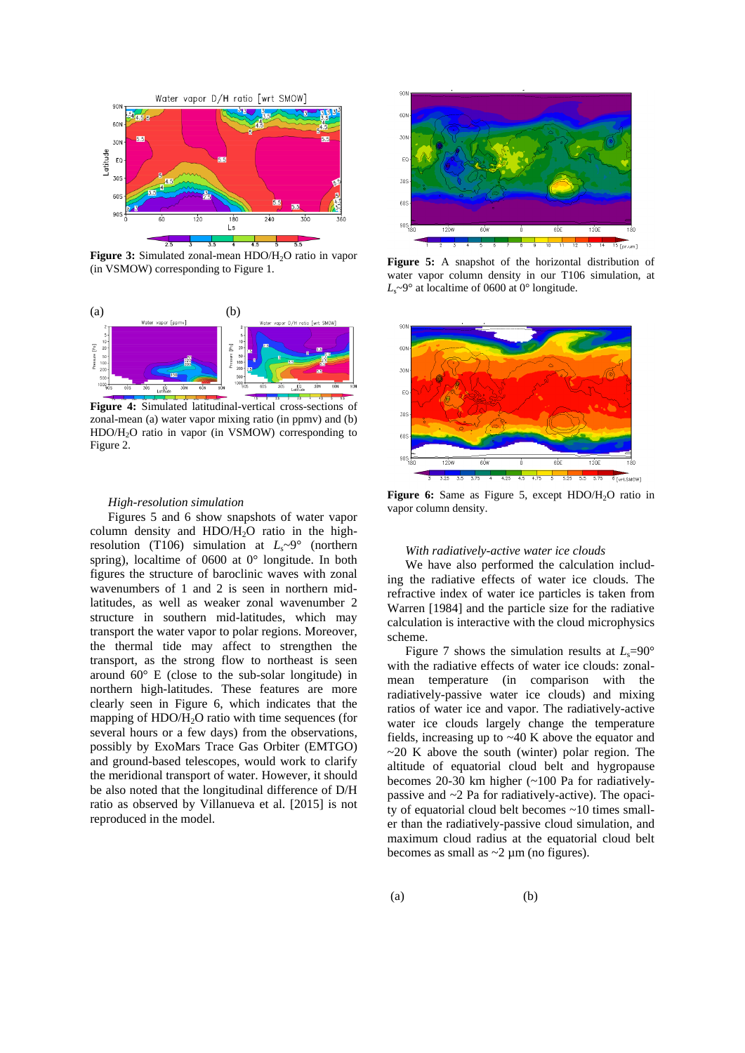**Figure 3:** Simulated zonal-mean $HDO/H_2O$ ratio in vapor (in VSMOW) corresponding to Figure 1.

**Figure 4:** Simulated latitudinal-vertical cross-sections of zonal-mean (a) water vapor mixing ratio (in ppmv) and (b) $HDO/H_2O$ ratio in vapor (in VSMOW) corresponding to Figure 2.

*High-resolution simulation*

Figures 5 and 6 show snapshots of water vapor column density and $HDO/H_2O$ ratio in the high-resolution (T106) simulation at $L_s$~9° (northern spring), localtime of 0600 at 0° longitude. In both figures the structure of baroclinic waves with zonal wavenumbers of 1 and 2 is seen in northern mid-latitudes, as well as weaker zonal wavenumber 2 structure in southern mid-latitudes, which may transport the water vapor to polar regions. Moreover, the thermal tide may affect to strengthen the transport, as the strong flow to northeast is seen around 60° E (close to the sub-solar longitude) in northern high-latitudes. These features are more clearly seen in Figure 6, which indicates that the mapping of $HDO/H_2O$ ratio with time sequences (for several hours or a few days) from the observations, possibly by ExoMars Trace Gas Orbiter (EMTGO) and ground-based telescopes, would work to clarify the meridional transport of water. However, it should be also noted that the longitudinal difference of D/H ratio as observed by Villanueva et al. [2015] is not reproduced in the model.

**Figure 5:** A snapshot of the horizontal distribution of water vapor column density in our T106 simulation, at $L_s$~9° at localtime of 0600 at 0° longitude.

**Figure 6:** Same as Figure 5, except $HDO/H_2O$ ratio in vapor column density.

*With radiatively-active water ice clouds*

We have also performed the calculation including the radiative effects of water ice clouds. The refractive index of water ice particles is taken from Warren [1984] and the particle size for the radiative calculation is interactive with the cloud microphysics scheme.

Figure 7 shows the simulation results at $L_s$=90° with the radiative effects of water ice clouds: zonal-mean temperature (in comparison with the radiatively-passive water ice clouds) and mixing ratios of water ice and vapor. The radiatively-active water ice clouds largely change the temperature fields, increasing up to ~40 K above the equator and ~20 K above the south (winter) polar region. The altitude of equatorial cloud belt and hygropause becomes 20-30 km higher (~100 Pa for radiatively-passive and ~2 Pa for radiatively-active). The opacity of equatorial cloud belt becomes ~10 times smaller than the radiatively-passive cloud simulation, and maximum cloud radius at the equatorial cloud belt becomes as small as ~2 µm (no figures).

(a) (b)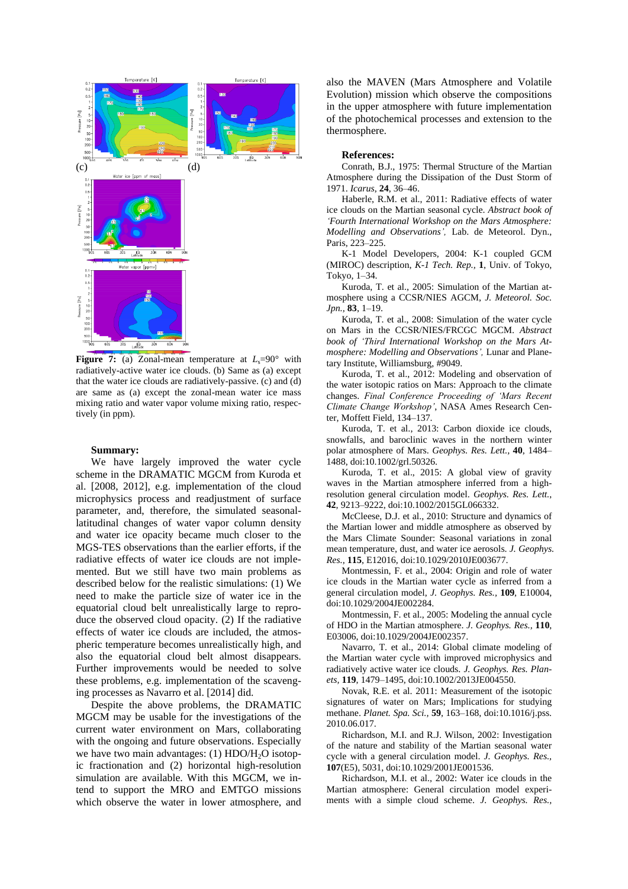**Figure 7:** (a) Zonal-mean temperature at $L_s$=90° with radiatively-active water ice clouds. (b) Same as (a) except that the water ice clouds are radiatively-passive. (c) and (d) are same as (a) except the zonal-mean water ice mass mixing ratio and water vapor volume mixing ratio, respectively (in ppm).

**Summary:**

We have largely improved the water cycle scheme in the DRAMATIC MGCM from Kuroda et al. [2008, 2012], e.g. implementation of the cloud microphysics process and readjustment of surface parameter, and, therefore, the simulated seasonal-latitudinal changes of water vapor column density and water ice opacity became much closer to the MGS-TES observations than the earlier efforts, if the radiative effects of water ice clouds are not implemented. But we still have two main problems as described below for the realistic simulations: (1) We need to make the particle size of water ice in the equatorial cloud belt unrealistically large to reproduce the observed cloud opacity. (2) If the radiative effects of water ice clouds are included, the atmospheric temperature becomes unrealistically high, and also the equatorial cloud belt almost disappears. Further improvements would be needed to solve these problems, e.g. implementation of the scavenging processes as Navarro et al. [2014] did.

Despite the above problems, the DRAMATIC MGCM may be usable for the investigations of the current water environment on Mars, collaborating with the ongoing and future observations. Especially we have two main advantages: (1) HDO/$H_2O$ isotopic fractionation and (2) horizontal high-resolution simulation are available. With this MGCM, we intend to support the MRO and EMTGO missions which observe the water in lower atmosphere, and also the MAVEN (Mars Atmosphere and Volatile Evolution) mission which observe the compositions in the upper atmosphere with future implementation of the photochemical processes and extension to the thermosphere.

**References:**

Conrath, B.J., 1975: Thermal Structure of the Martian Atmosphere during the Dissipation of the Dust Storm of 1971. *Icarus*, **24**, 36–46.

Haberle, R.M. et al., 2011: Radiative effects of water ice clouds on the Martian seasonal cycle. *Abstract book of 'Fourth International Workshop on the Mars Atmosphere: Modelling and Observations'*, Lab. de Meteorol. Dyn., Paris, 223–225.

K-1 Model Developers, 2004: K-1 coupled GCM (MIROC) description, *K-1 Tech. Rep.*, **1**, Univ. of Tokyo, Tokyo, 1–34.

Kuroda, T. et al., 2005: Simulation of the Martian atmosphere using a CCSR/NIES AGCM, *J. Meteorol. Soc. Jpn.*, **83**, 1–19.

Kuroda, T. et al., 2008: Simulation of the water cycle on Mars in the CCSR/NIES/FRCGC MGCM. *Abstract book of 'Third International Workshop on the Mars Atmosphere: Modelling and Observations'*, Lunar and Planetary Institute, Williamsburg, #9049.

Kuroda, T. et al., 2012: Modeling and observation of the water isotopic ratios on Mars: Approach to the climate changes. *Final Conference Proceeding of 'Mars Recent Climate Change Workshop'*, NASA Ames Research Center, Moffett Field, 134–137.

Kuroda, T. et al., 2013: Carbon dioxide ice clouds, snowfalls, and baroclinic waves in the northern winter polar atmosphere of Mars. *Geophys. Res. Lett.*, **40**, 1484–1488, doi:10.1002/grl.50326.

Kuroda, T. et al., 2015: A global view of gravity waves in the Martian atmosphere inferred from a high-resolution general circulation model. *Geophys. Res. Lett.*, **42**, 9213–9222, doi:10.1002/2015GL066332.

McCleese, D.J. et al., 2010: Structure and dynamics of the Martian lower and middle atmosphere as observed by the Mars Climate Sounder: Seasonal variations in zonal mean temperature, dust, and water ice aerosols. *J. Geophys. Res.*, **115**, E12016, doi:10.1029/2010JE003677.

Montmessin, F. et al., 2004: Origin and role of water ice clouds in the Martian water cycle as inferred from a general circulation model, *J. Geophys. Res.*, **109**, E10004, doi:10.1029/2004JE002284.

Montmessin, F. et al., 2005: Modeling the annual cycle of HDO in the Martian atmosphere. *J. Geophys. Res.*, **110**, E03006, doi:10.1029/2004JE002357.

Navarro, T. et al., 2014: Global climate modeling of the Martian water cycle with improved microphysics and radiatively active water ice clouds. *J. Geophys. Res. Planets*, **119**, 1479–1495, doi:10.1002/2013JE004550.

Novak, R.E. et al. 2011: Measurement of the isotopic signatures of water on Mars; Implications for studying methane. *Planet. Spa. Sci.*, **59**, 163–168, doi:10.1016/j.pss.2010.06.017.

Richardson, M.I. and R.J. Wilson, 2002: Investigation of the nature and stability of the Martian seasonal water cycle with a general circulation model. *J. Geophys. Res.*, **107**(E5), 5031, doi:10.1029/2001JE001536.

Richardson, M.I. et al., 2002: Water ice clouds in the Martian atmosphere: General circulation model experiments with a simple cloud scheme. *J. Geophys. Res.*,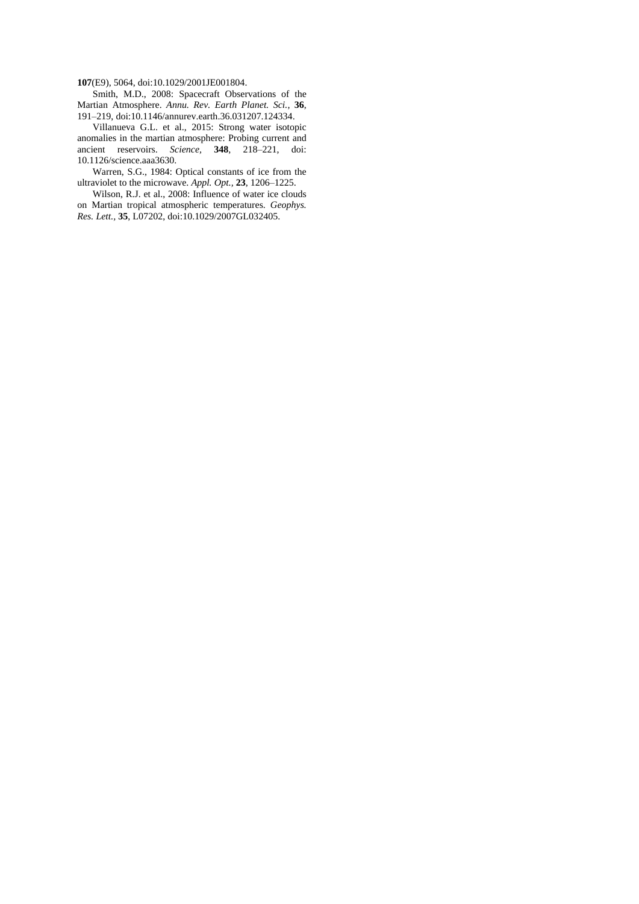**107**(E9), 5064, doi:10.1029/2001JE001804.

Smith, M.D., 2008: Spacecraft Observations of the Martian Atmosphere. *Annu. Rev. Earth Planet. Sci.*, **36**, 191–219, doi:10.1146/annurev.earth.36.031207.124334.

Villanueva G.L. et al., 2015: Strong water isotopic anomalies in the martian atmosphere: Probing current and ancient reservoirs. *Science*, **348**, 218–221, doi: 10.1126/science.aaa3630.

Warren, S.G., 1984: Optical constants of ice from the ultraviolet to the microwave. *Appl. Opt.*, **23**, 1206–1225.

Wilson, R.J. et al., 2008: Influence of water ice clouds on Martian tropical atmospheric temperatures. *Geophys. Res. Lett.*, **35**, L07202, doi:10.1029/2007GL032405.